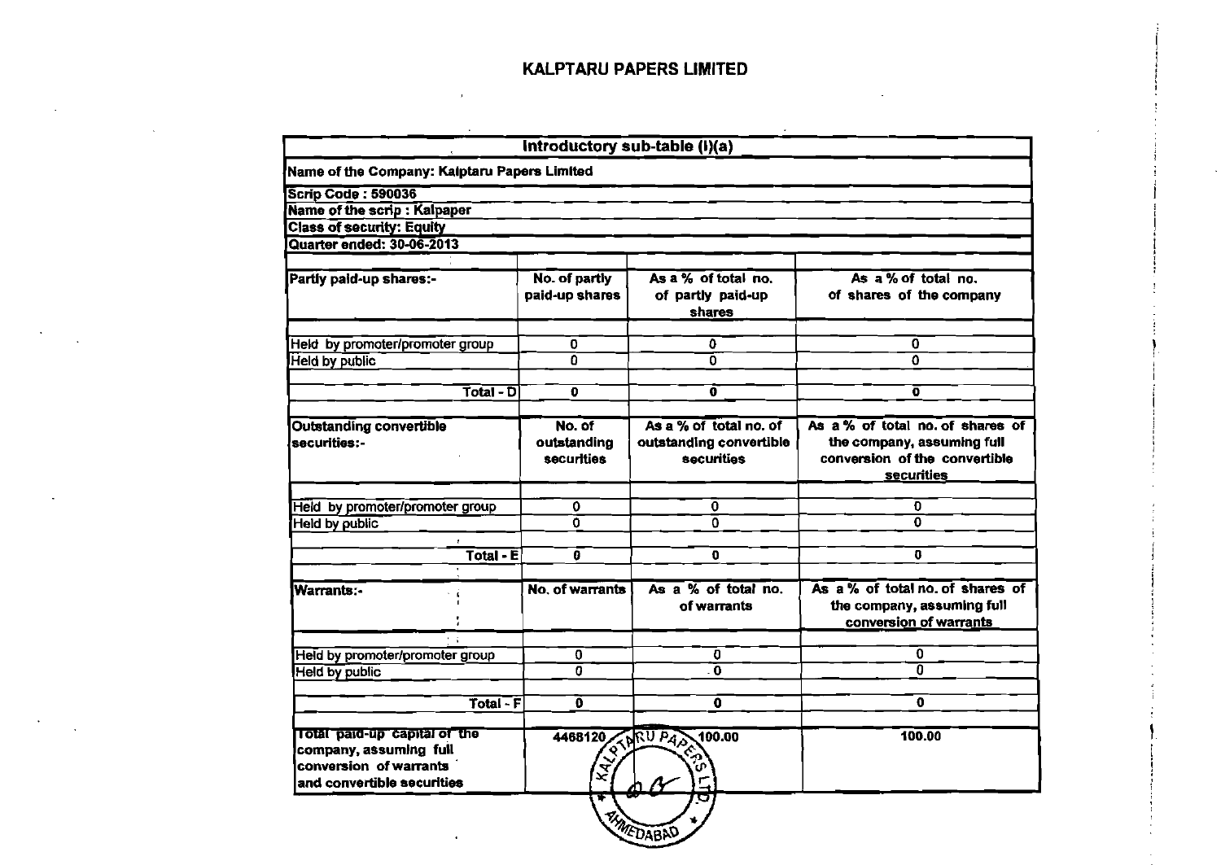# KALPTARU PAPERS LIMITED

| Introductory sub-table (I)(a) | | | |
|---|---|---|---|
| Name of the Company: Kalptaru Papers Limited | | | |
| Scrip Code : 590036 | | | |
| Name of the scrip : Kalpaper | | | |
| Class of security: Equity | | | |
| Quarter ended: 30-06-2013 | | | |
| Partly paid-up shares:- | No. of partly paid-up shares | As a % of total no. of partly paid-up shares | As a % of total no. of shares of the company |
| Held by promoter/promoter group | 0 | 0 | 0 |
| Held by public | 0 | 0 | 0 |
| Total - D | 0 | 0 | 0 |
| Outstanding convertible securities:- | No. of outstanding securities | As a % of total no. of outstanding convertible securities | As a % of total no. of shares of the company, assuming full conversion of the convertible securities |
| Held by promoter/promoter group | 0 | 0 | 0 |
| Held by public | 0 | 0 | 0 |
| Total - E | 0 | 0 | 0 |
| Warrants:- | No. of warrants | As a % of total no. of warrants | As a % of total no. of shares of the company, assuming full conversion of warrants |
| Held by promoter/promoter group | 0 | 0 | 0 |
| Held by public | 0 | 0 | 0 |
| Total - F | 0 | 0 | 0 |
| Total paid-up capital of the company, assuming full conversion of warrants and convertible securities | 4468120 | 100.00 | 100.00 |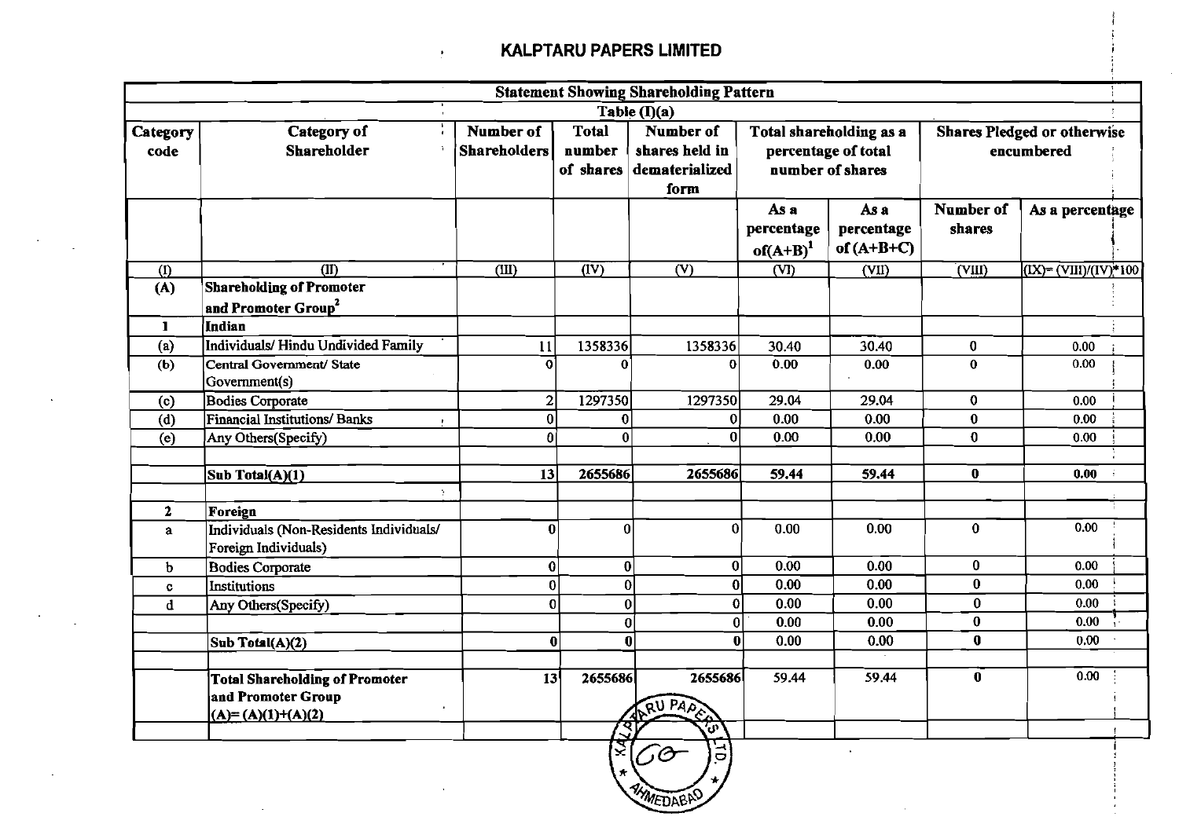## KALPTARU PAPERS LIMITED

| Statement Showing Shareholding Pattern | | | | | | | | |
|---|---|---|---|---|---|---|---|---|
| Table (I)(a) | | | | | | | | |
| Category code | Category of Shareholder | Number of Shareholders | Total number of shares | Number of shares held in dematerialized form | Total shareholding as a percentage of total number of shares | | Shares Pledged or otherwise encumbered | |
| | | | | | As a percentage of(A+B)[1] | As a percentage of (A+B+C) | Number of shares | As a percentage |
| (I) | (II) | (III) | (IV) | (V) | (VI) | (VII) | (VIII) | (IX)= (VIII)/(IV)*100 |
| (A) | **Shareholding of Promoter and Promoter Group[2]** | | | | | | | |
| **1** | **Indian** | | | | | | | |
| (a) | Individuals/ Hindu Undivided Family | 11 | 1358336 | 1358336 | 30.40 | 30.40 | 0 | 0.00 |
| (b) | Central Government/ State Government(s) | 0 | 0 | 0 | 0.00 | 0.00 | 0 | 0.00 |
| (c) | Bodies Corporate | 2 | 1297350 | 1297350 | 29.04 | 29.04 | 0 | 0.00 |
| (d) | Financial Institutions/ Banks | 0 | 0 | 0 | 0.00 | 0.00 | 0 | 0.00 |
| (e) | Any Others(Specify) | 0 | 0 | 0 | 0.00 | 0.00 | 0 | 0.00 |
| | | | | | | | | |
| | **Sub Total(A)(1)** | **13** | **2655686** | **2655686** | **59.44** | **59.44** | **0** | **0.00** |
| | | | | | | | | |
| **2** | **Foreign** | | | | | | | |
| a | Individuals (Non-Residents Individuals/ Foreign Individuals) | 0 | 0 | 0 | 0.00 | 0.00 | 0 | 0.00 |
| b | Bodies Corporate | 0 | 0 | 0 | 0.00 | 0.00 | 0 | 0.00 |
| c | Institutions | 0 | 0 | 0 | 0.00 | 0.00 | 0 | 0.00 |
| d | Any Others(Specify) | 0 | 0 | 0 | 0.00 | 0.00 | 0 | 0.00 |
| | | | 0 | 0 | 0.00 | 0.00 | 0 | 0.00 |
| | **Sub Total(A)(2)** | **0** | **0** | **0** | 0.00 | 0.00 | **0** | 0.00 |
| | | | | | | | | |
| | **Total Shareholding of Promoter and Promoter Group (A)= (A)(1)+(A)(2)** | **13** | **2655686** | **2655686** | 59.44 | 59.44 | **0** | 0.00 |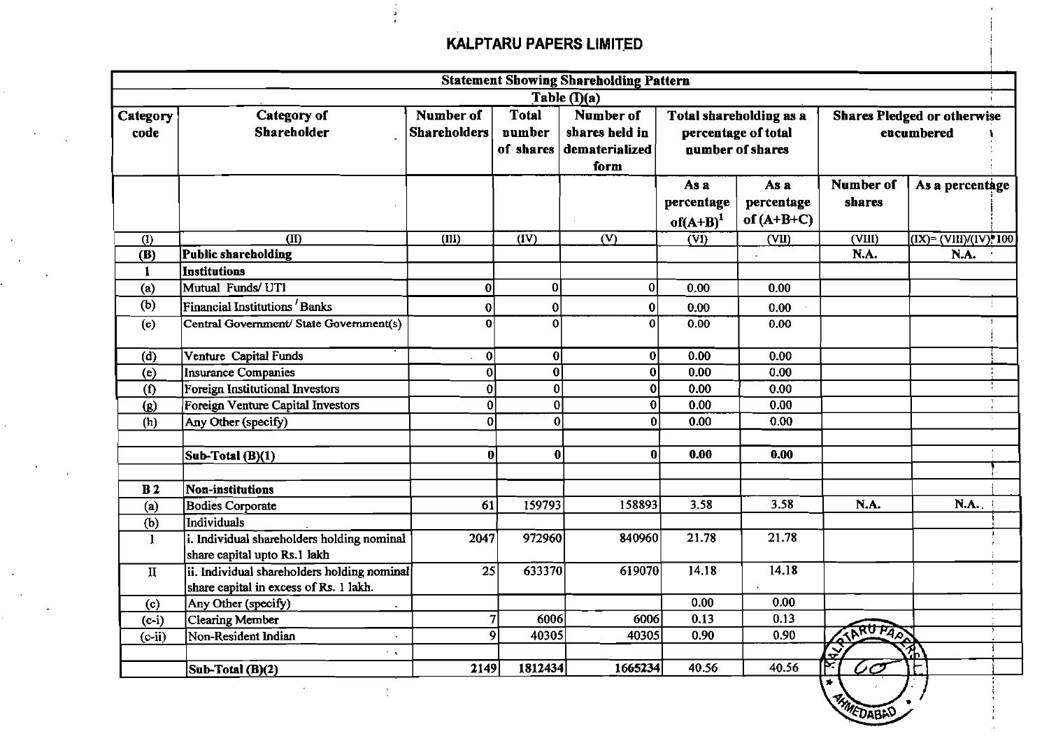## KALPTARU PAPERS LIMITED

| Statement Showing Shareholding Pattern | | | | | | | | |
|---|---|---|---|---|---|---|---|---|
| Table (I)(a) | | | | | | | | |
| Category code | Category of Shareholder | Number of Shareholders | Total number of shares | Number of shares held in dematerialized form | Total shareholding as a percentage of total number of shares | | Shares Pledged or otherwise encumbered | |
| | | | | | As a percentage of(A+B)[1] | As a percentage of (A+B+C) | Number of shares | As a percentage |
| (I) | (II) | (III) | (IV) | (V) | (VI) | (VII) | (VIII) | (IX)= (VIII)/(IV)*100 |
| (B) | **Public shareholding** | | | | | | N.A. | N.A. |
| 1 | **Institutions** | | | | | | | |
| (a) | Mutual Funds/ UTI | 0 | 0 | 0 | 0.00 | 0.00 | | |
| (b) | Financial Institutions / Banks | 0 | 0 | 0 | 0.00 | 0.00 | | |
| (c) | Central Government/ State Government(s) | 0 | 0 | 0 | 0.00 | 0.00 | | |
| (d) | Venture Capital Funds | 0 | 0 | 0 | 0.00 | 0.00 | | |
| (e) | Insurance Companies | 0 | 0 | 0 | 0.00 | 0.00 | | |
| (f) | Foreign Institutional Investors | 0 | 0 | 0 | 0.00 | 0.00 | | |
| (g) | Foreign Venture Capital Investors | 0 | 0 | 0 | 0.00 | 0.00 | | |
| (h) | Any Other (specify) | 0 | 0 | 0 | 0.00 | 0.00 | | |
| | | | | | | | | |
| | **Sub-Total (B)(1)** | **0** | **0** | **0** | **0.00** | **0.00** | | |
| | | | | | | | | |
| B 2 | **Non-institutions** | | | | | | | |
| (a) | Bodies Corporate | 61 | 159793 | 158893 | 3.58 | 3.58 | N.A. | N.A. |
| (b) | Individuals | | | | | | | |
| I | i. Individual shareholders holding nominal share capital upto Rs.1 lakh | 2047 | 972960 | 840960 | 21.78 | 21.78 | | |
| II | ii. Individual shareholders holding nominal share capital in excess of Rs. 1 lakh. | 25 | 633370 | 619070 | 14.18 | 14.18 | | |
| (c) | Any Other (specify) | | | | 0.00 | 0.00 | | |
| (c-i) | Clearing Member | 7 | 6006 | 6006 | 0.13 | 0.13 | | |
| (c-ii) | Non-Resident Indian | 9 | 40305 | 40305 | 0.90 | 0.90 | | |
| | | | | | | | | |
| | **Sub-Total (B)(2)** | 2149 | 1812434 | 1665234 | 40.56 | 40.56 | | |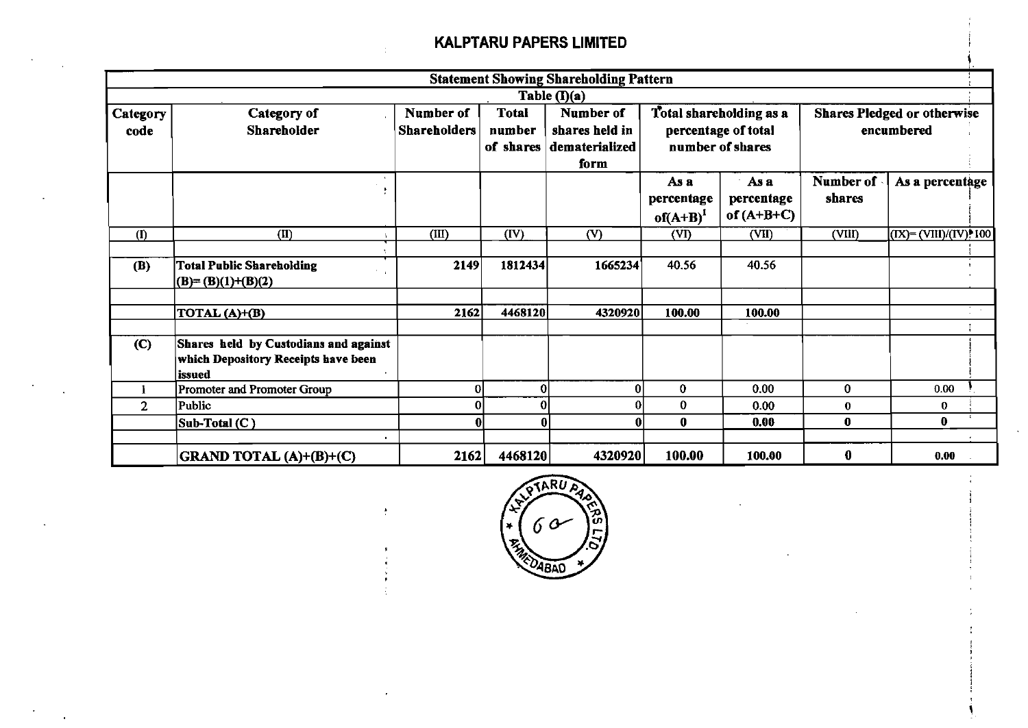## KALPTARU PAPERS LIMITED

| Statement Showing Shareholding Pattern | | | | | | | | |
|---|---|---|---|---|---|---|---|---|
| Table (I)(a) | | | | | | | | |
| Category code | Category of Shareholder | Number of Shareholders | Total number of shares | Number of shares held in dematerialized form | Total shareholding as a percentage of total number of shares | | Shares Pledged or otherwise encumbered | |
| | | | | | As a percentage of(A+B)[1] | As a percentage of (A+B+C) | Number of shares | As a percentage |
| (I) | (II) | (III) | (IV) | (V) | (VI) | (VII) | (VIII) | (IX)= (VIII)/(IV)*100 |
| | | | | | | | | |
| (B) | Total Public Shareholding (B)= (B)(1)+(B)(2) | 2149 | 1812434 | 1665234 | 40.56 | 40.56 | | |
| | | | | | | | | |
| | TOTAL (A)+(B) | 2162 | 4468120 | 4320920 | 100.00 | 100.00 | | |
| | | | | | | | | |
| (C) | Shares held by Custodians and against which Depository Receipts have been issued | | | | | | | |
| 1 | Promoter and Promoter Group | 0 | 0 | 0 | 0 | 0.00 | 0 | 0.00 |
| 2 | Public | 0 | 0 | 0 | 0 | 0.00 | 0 | 0 |
| | Sub-Total (C) | 0 | 0 | 0 | 0 | 0.00 | 0 | 0 |
| | | | | | | | | |
| | GRAND TOTAL (A)+(B)+(C) | 2162 | 4468120 | 4320920 | 100.00 | 100.00 | 0 | 0.00 |

KALPTARU PAPERS LTD. AHMEDABAD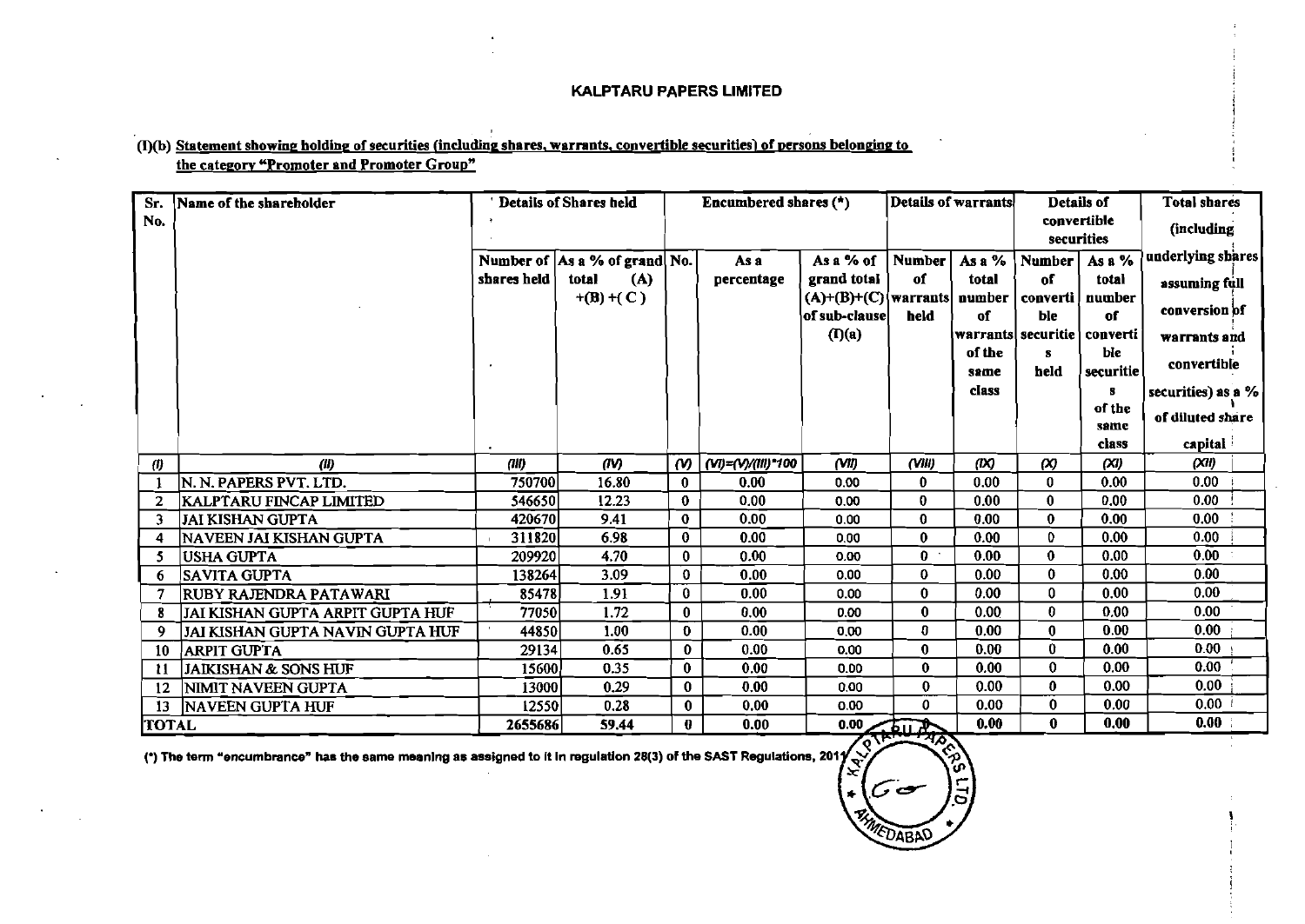# KALPTARU PAPERS LIMITED

(I)(b) Statement showing holding of securities (including shares, warrants, convertible securities) of persons belonging to the category "Promoter and Promoter Group"

| Sr. No. | Name of the shareholder | Details of Shares held | | Encumbered shares (*) | | | Details of warrants | | Details of convertible securities | | Total shares (including underlying shares assuming full conversion of warrants and convertible securities) as a % of diluted share capital |
|---|---|---|---|---|---|---|---|---|---|---|---|
| | | Number of shares held | As a % of grand total (A) +(B) +( C ) | No. | As a percentage | As a % of grand total (A)+(B)+(C) of sub-clause (I)(a) | Number of warrants held | As a % total number of warrants of the same class | Number of convertible securities held | As a % total number of convertible securities of the same class | |
| (I) | (II) | (III) | (IV) | (V) | (VI)=(V)/(III)*100 | (VII) | (VIII) | (IX) | (X) | (XI) | (XII) |
| 1 | N. N. PAPERS PVT. LTD. | 750700 | 16.80 | 0 | 0.00 | 0.00 | 0 | 0.00 | 0 | 0.00 | 0.00 |
| 2 | KALPTARU FINCAP LIMITED | 546650 | 12.23 | 0 | 0.00 | 0.00 | 0 | 0.00 | 0 | 0.00 | 0.00 |
| 3 | JAI KISHAN GUPTA | 420670 | 9.41 | 0 | 0.00 | 0.00 | 0 | 0.00 | 0 | 0.00 | 0.00 |
| 4 | NAVEEN JAI KISHAN GUPTA | 311820 | 6.98 | 0 | 0.00 | 0.00 | 0 | 0.00 | 0 | 0.00 | 0.00 |
| 5 | USHA GUPTA | 209920 | 4.70 | 0 | 0.00 | 0.00 | 0 | 0.00 | 0 | 0.00 | 0.00 |
| 6 | SAVITA GUPTA | 138264 | 3.09 | 0 | 0.00 | 0.00 | 0 | 0.00 | 0 | 0.00 | 0.00 |
| 7 | RUBY RAJENDRA PATAWARI | 85478 | 1.91 | 0 | 0.00 | 0.00 | 0 | 0.00 | 0 | 0.00 | 0.00 |
| 8 | JAI KISHAN GUPTA ARPIT GUPTA HUF | 77050 | 1.72 | 0 | 0.00 | 0.00 | 0 | 0.00 | 0 | 0.00 | 0.00 |
| 9 | JAI KISHAN GUPTA NAVIN GUPTA HUF | 44850 | 1.00 | 0 | 0.00 | 0.00 | 0 | 0.00 | 0 | 0.00 | 0.00 |
| 10 | ARPIT GUPTA | 29134 | 0.65 | 0 | 0.00 | 0.00 | 0 | 0.00 | 0 | 0.00 | 0.00 |
| 11 | JAIKISHAN & SONS HUF | 15600 | 0.35 | 0 | 0.00 | 0.00 | 0 | 0.00 | 0 | 0.00 | 0.00 |
| 12 | NIMIT NAVEEN GUPTA | 13000 | 0.29 | 0 | 0.00 | 0.00 | 0 | 0.00 | 0 | 0.00 | 0.00 |
| 13 | NAVEEN GUPTA HUF | 12550 | 0.28 | 0 | 0.00 | 0.00 | 0 | 0.00 | 0 | 0.00 | 0.00 |
| TOTAL | | 2655686 | 59.44 | 0 | 0.00 | 0.00 | 0 | 0.00 | 0 | 0.00 | 0.00 |

(*) The term "encumbrance" has the same meaning as assigned to it in regulation 28(3) of the SAST Regulations, 2011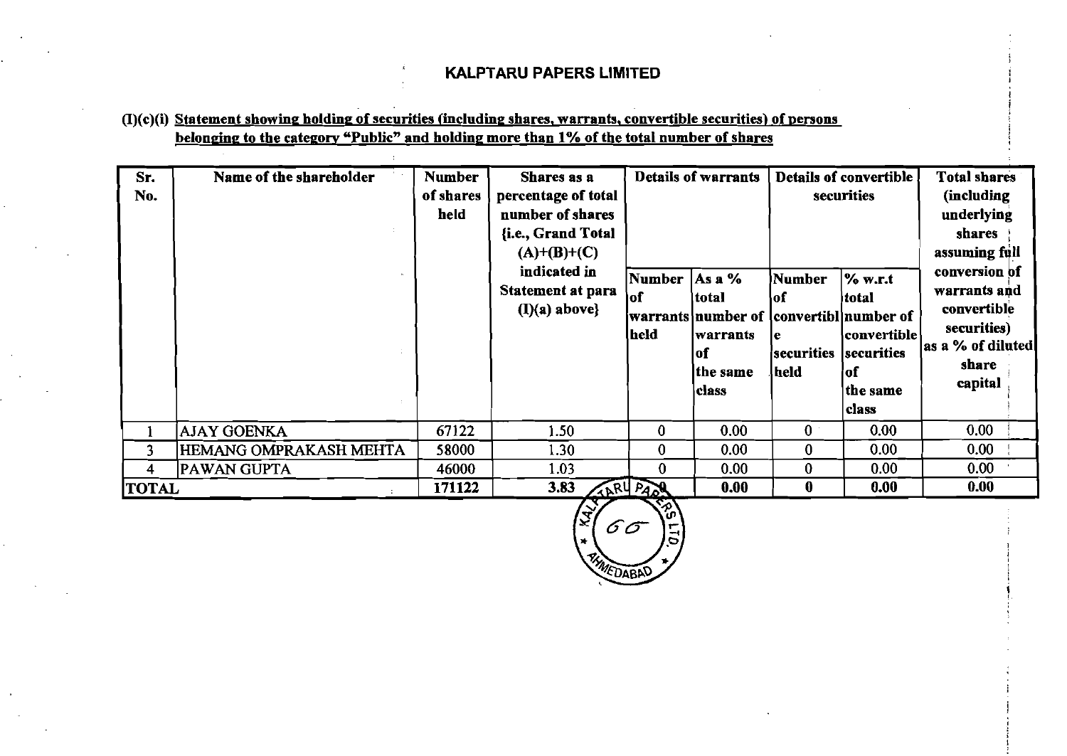# KALPTARU PAPERS LIMITED

**(I)(c)(i) Statement showing holding of securities (including shares, warrants, convertible securities) of persons belonging to the category "Public" and holding more than 1% of the total number of shares**

| Sr. No. | Name of the shareholder | Number of shares held | Shares as a percentage of total number of shares {i.e., Grand Total (A)+(B)+(C) indicated in Statement at para (I)(a) above} | Details of warrants | | Details of convertible securities | | Total shares (including underlying shares assuming full conversion of warrants and convertible securities) as a % of diluted share capital |
|---|---|---|---|---|---|---|---|---|
| | | | | Number of warrants held | As a % total number of warrants of the same class | Number of convertible securities held | % w.r.t total number of convertible securities of the same class | |
| 1 | AJAY GOENKA | 67122 | 1.50 | 0 | 0.00 | 0 | 0.00 | 0.00 |
| 3 | HEMANG OMPRAKASH MEHTA | 58000 | 1.30 | 0 | 0.00 | 0 | 0.00 | 0.00 |
| 4 | PAWAN GUPTA | 46000 | 1.03 | 0 | 0.00 | 0 | 0.00 | 0.00 |
| **TOTAL** | | **171122** | **3.83** | **0** | **0.00** | **0** | **0.00** | **0.00** |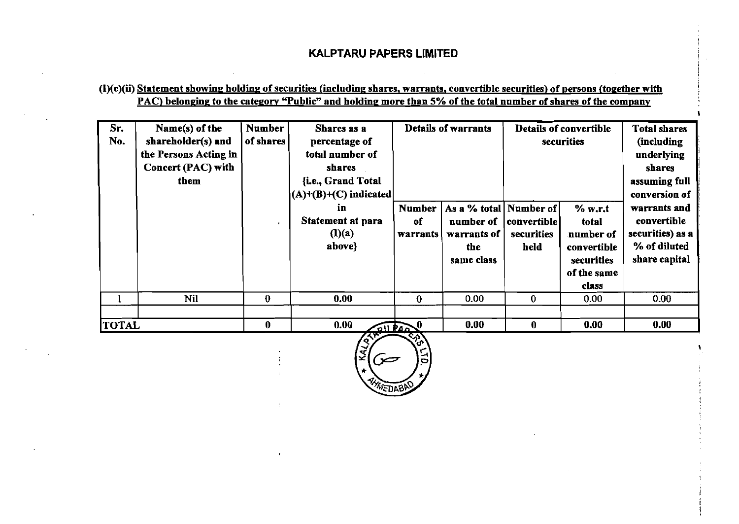# KALPTARU PAPERS LIMITED

(I)(c)(ii) Statement showing holding of securities (including shares, warrants, convertible securities) of persons (together with PAC) belonging to the category "Public" and holding more than 5% of the total number of shares of the company

| Sr. No. | Name(s) of the shareholder(s) and the Persons Acting in Concert (PAC) with them | Number of shares | Shares as a percentage of total number of shares {i.e., Grand Total (A)+(B)+(C) indicated in Statement at para (I)(a) above} | Details of warrants | | Details of convertible securities | | Total shares (including underlying shares assuming full conversion of warrants and convertible securities) as a % of diluted share capital |
|---|---|---|---|---|---|---|---|---|
| | | | | Number of warrants | As a % total number of warrants of the same class | Number of convertible securities held | % w.r.t total number of convertible securities of the same class | |
| 1 | Nil | 0 | 0.00 | 0 | 0.00 | 0 | 0.00 | 0.00 |
| | | | | | | | | |
| TOTAL | | 0 | 0.00 | 0 | 0.00 | 0 | 0.00 | 0.00 |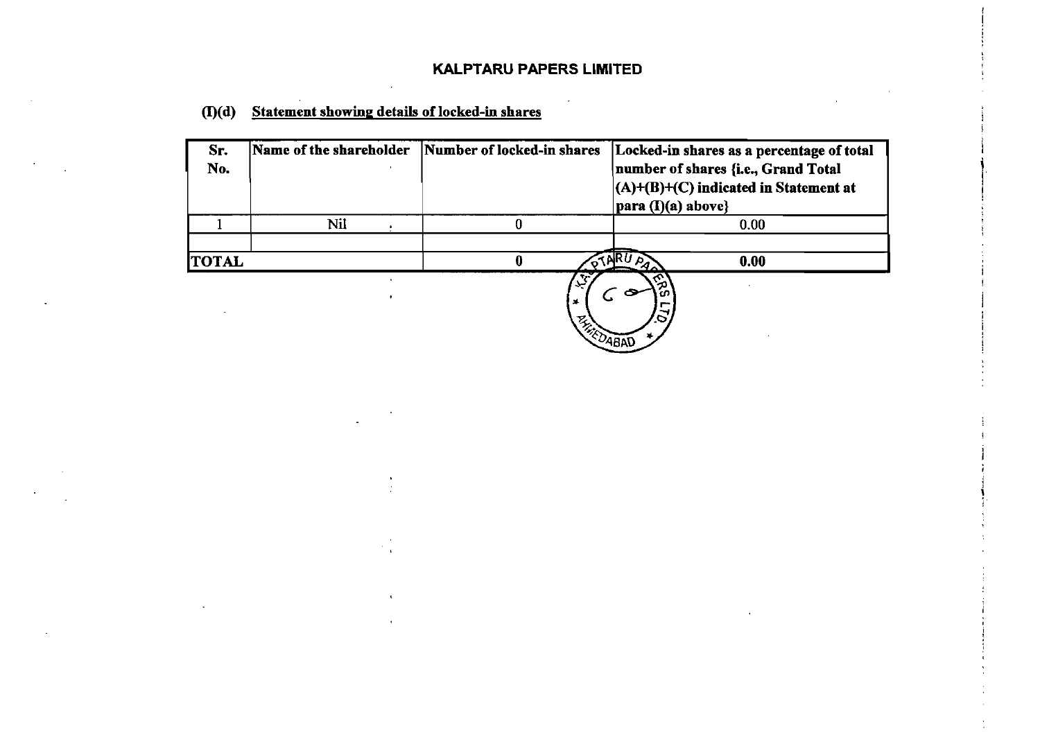# KALPTARU PAPERS LIMITED

## (I)(d) Statement showing details of locked-in shares

| Sr. No. | Name of the shareholder | Number of locked-in shares | Locked-in shares as a percentage of total number of shares {i.e., Grand Total (A)+(B)+(C) indicated in Statement at para (I)(a) above} |
|---|---|---|---|
| 1 | Nil | 0 | 0.00 |
| | | | |
| **TOTAL** | | **0** | **0.00** |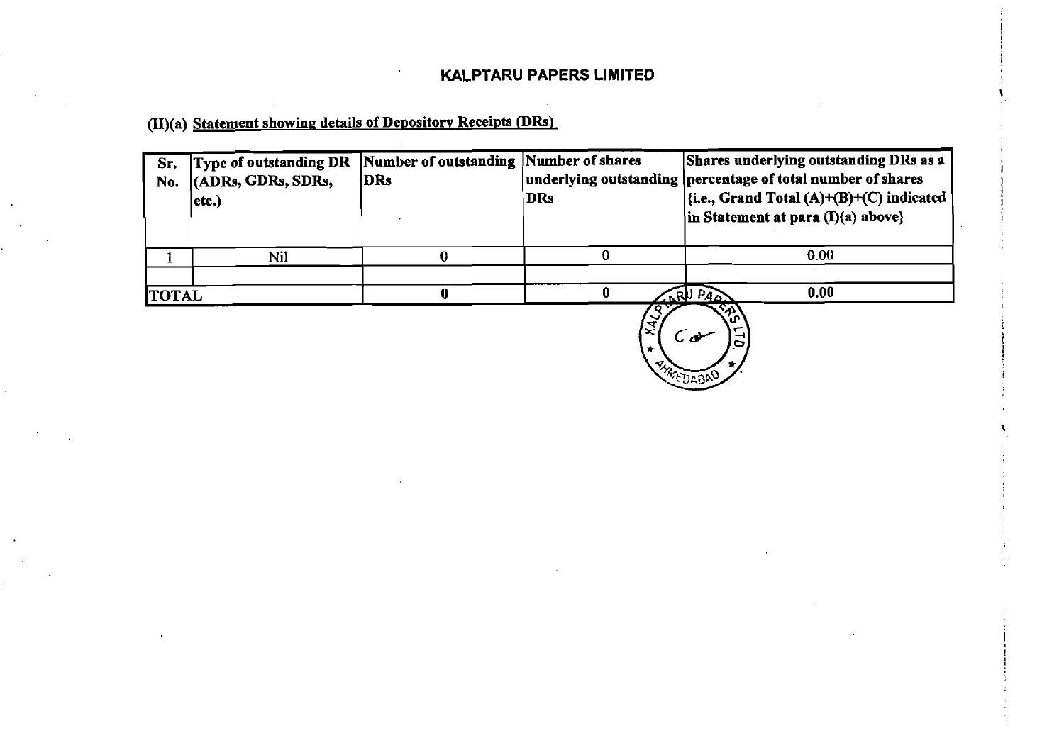# KALPTARU PAPERS LIMITED

## (II)(a) Statement showing details of Depository Receipts (DRs)

| Sr. No. | Type of outstanding DR (ADRs, GDRs, SDRs, etc.) | Number of outstanding DRs | Number of shares underlying outstanding DRs | Shares underlying outstanding DRs as a percentage of total number of shares {i.e., Grand Total (A)+(B)+(C) indicated in Statement at para (I)(a) above} |
|---|---|---|---|---|
| 1 | Nil | 0 | 0 | 0.00 |
| | | | | |
| TOTAL | | 0 | 0 | 0.00 |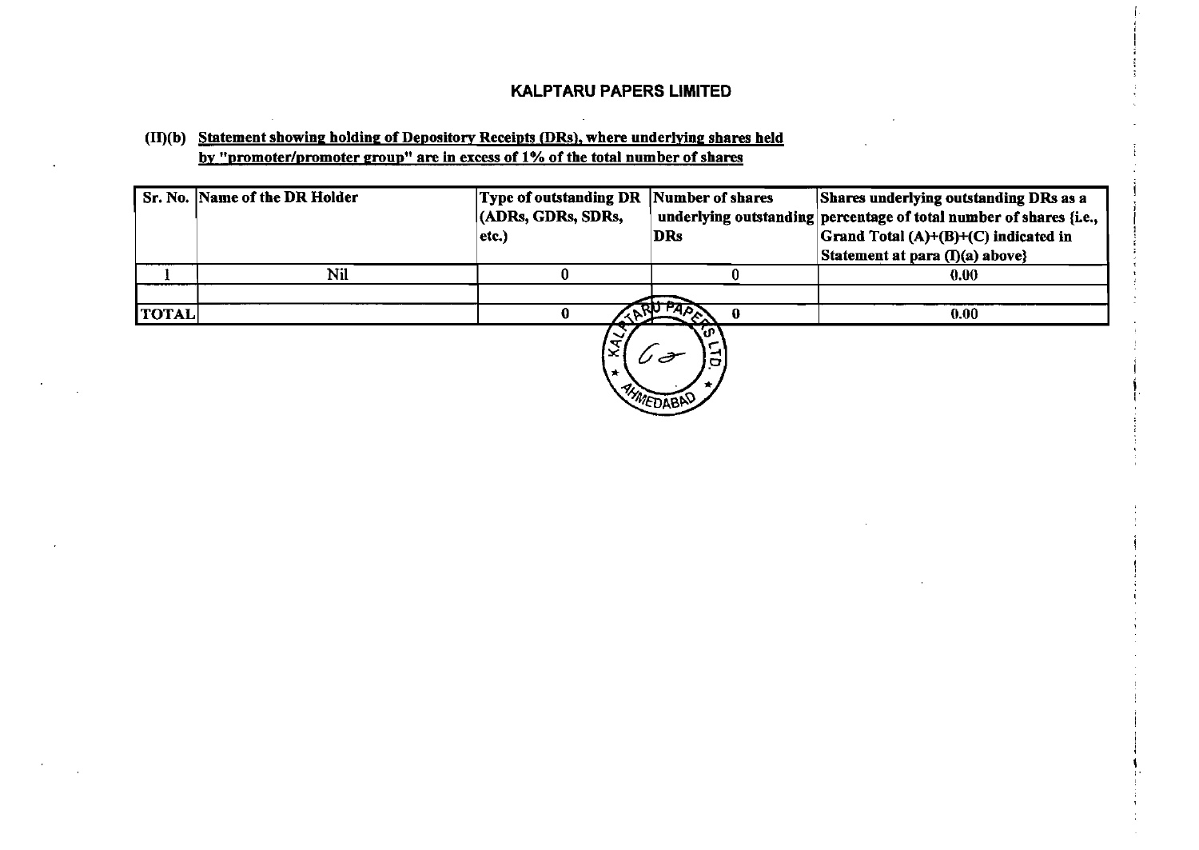# KALPTARU PAPERS LIMITED

## (II)(b) Statement showing holding of Depository Receipts (DRs), where underlying shares held by "promoter/promoter group" are in excess of 1% of the total number of shares

| Sr. No. | Name of the DR Holder | Type of outstanding DR (ADRs, GDRs, SDRs, etc.) | Number of shares underlying outstanding DRs | Shares underlying outstanding DRs as a percentage of total number of shares {i.e., Grand Total (A)+(B)+(C) indicated in Statement at para (I)(a) above} |
|---|---|---|---|---|
| 1 | Nil | 0 | 0 | 0.00 |
| | | | | |
| TOTAL | | 0 | 0 | 0.00 |